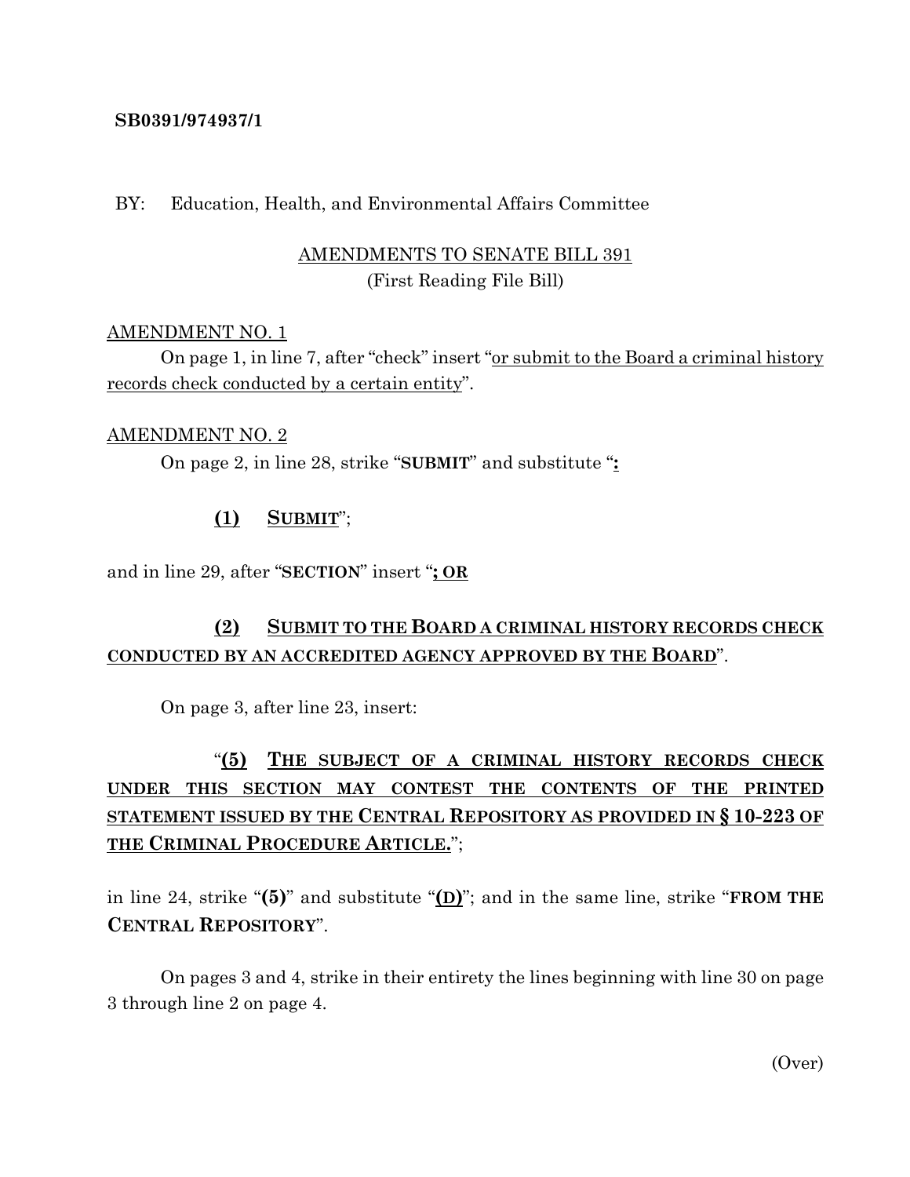**SB0391/974937/1**

BY: Education, Health, and Environmental Affairs Committee

<u>AMENDMENTS TO SENATE BILL 391</u>
(First Reading File Bill)

<u>AMENDMENT NO. 1</u>

On page 1, in line 7, after "check" insert "<u>or submit to the Board a criminal history records check conducted by a certain entity</u>".

<u>AMENDMENT NO. 2</u>

On page 2, in line 28, strike "**SUBMIT**" and substitute "**<u>:</u>**

**<u>(1) SUBMIT</u>**";

and in line 29, after "**SECTION**" insert "**<u>; OR</u>**

**<u>(2) SUBMIT TO THE BOARD A CRIMINAL HISTORY RECORDS CHECK CONDUCTED BY AN ACCREDITED AGENCY APPROVED BY THE BOARD</u>**".

On page 3, after line 23, insert:

"**<u>(5) THE SUBJECT OF A CRIMINAL HISTORY RECORDS CHECK UNDER THIS SECTION MAY CONTEST THE CONTENTS OF THE PRINTED STATEMENT ISSUED BY THE CENTRAL REPOSITORY AS PROVIDED IN § 10-223 OF THE CRIMINAL PROCEDURE ARTICLE.</u>**";

in line 24, strike "**(5)**" and substitute "**<u>(D)</u>**"; and in the same line, strike "**FROM THE CENTRAL REPOSITORY**".

On pages 3 and 4, strike in their entirety the lines beginning with line 30 on page 3 through line 2 on page 4.

(Over)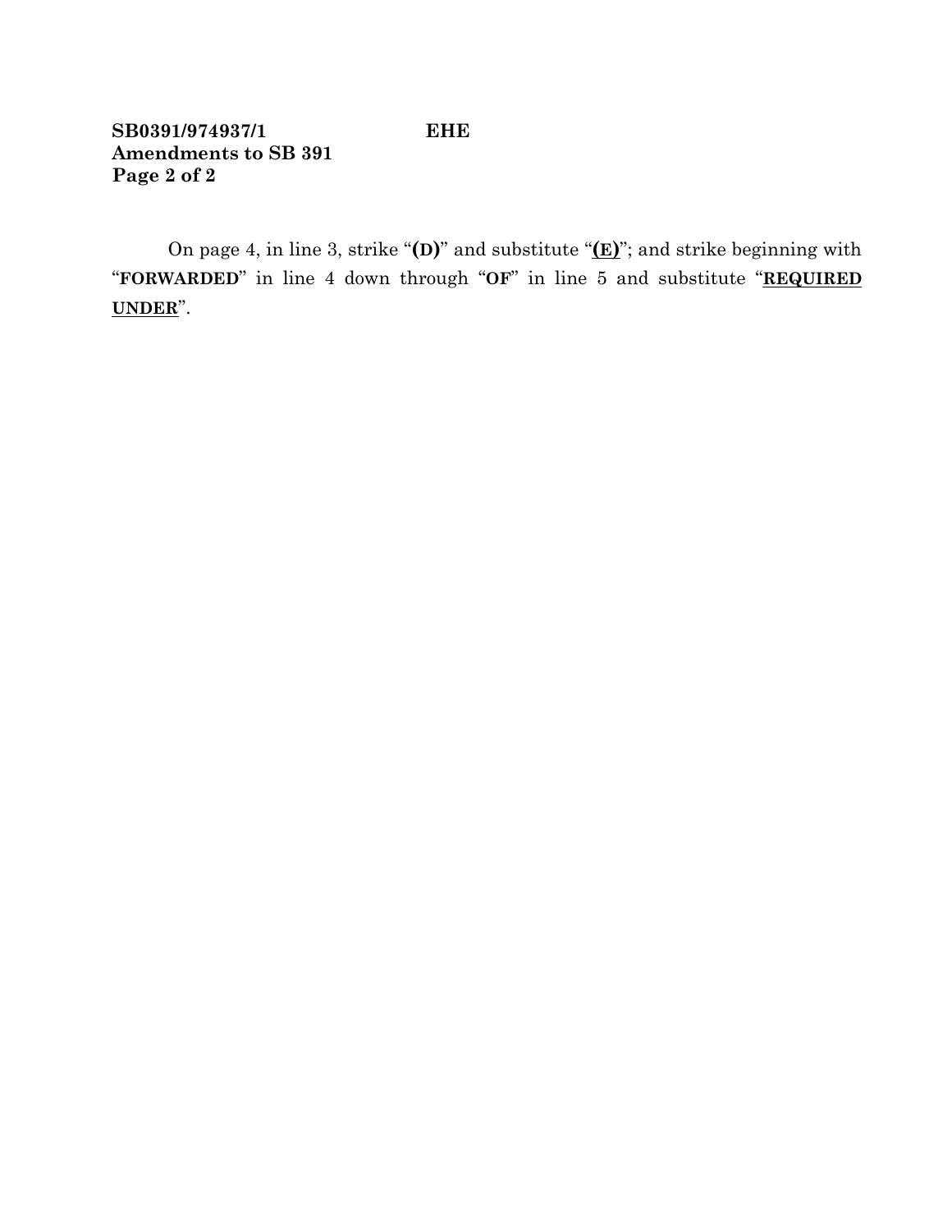On page 4, in line 3, strike "**(D)**" and substitute "**(E)**"; and strike beginning with "**FORWARDED**" in line 4 down through "**OF**" in line 5 and substitute "**REQUIRED UNDER**".